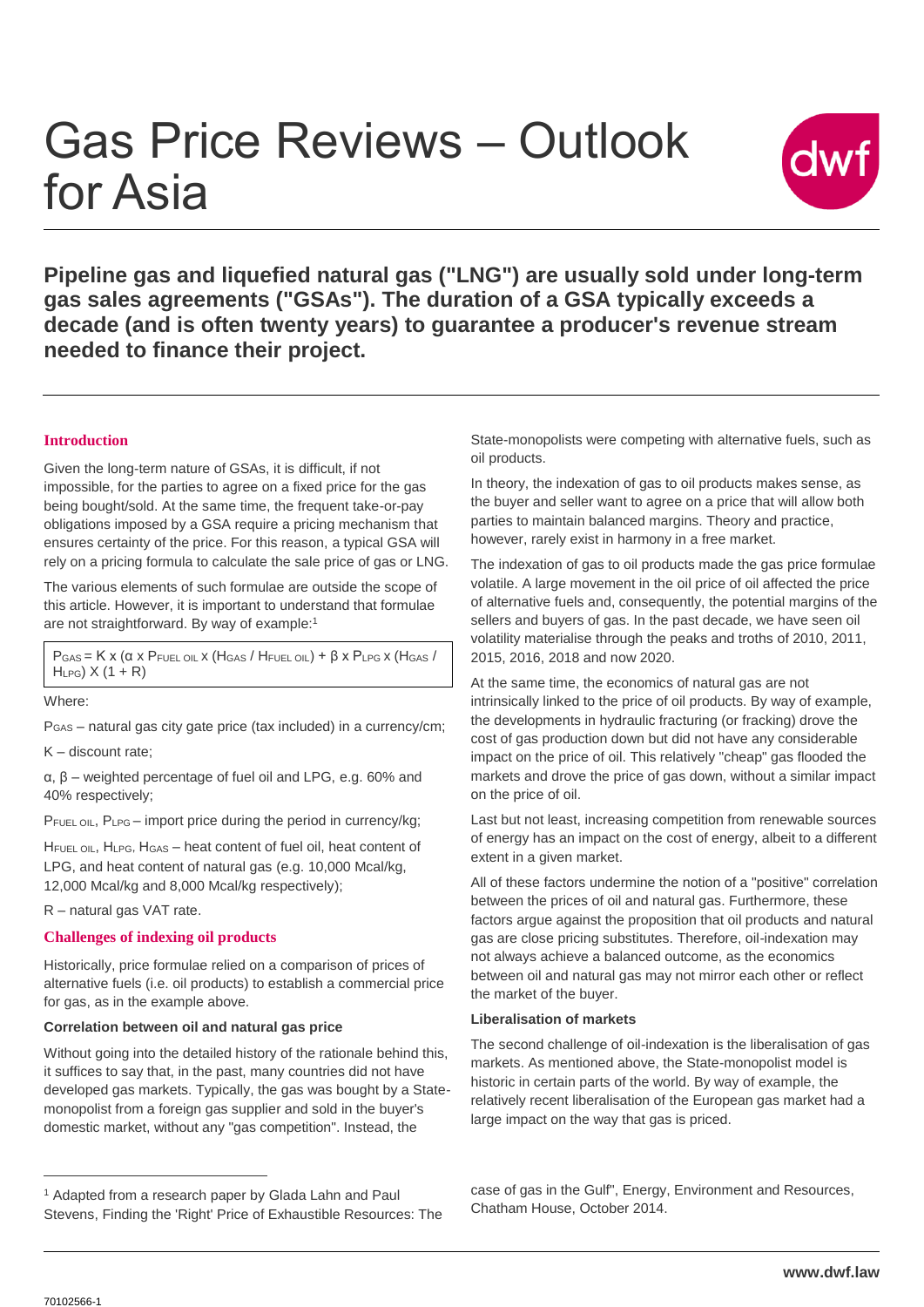# Gas Price Reviews – Outlook for Asia

**Pipeline gas and liquefied natural gas ("LNG") are usually sold under long-term gas sales agreements ("GSAs"). The duration of a GSA typically exceeds a decade (and is often twenty years) to guarantee a producer's revenue stream needed to finance their project.**

## Introduction

Given the long-term nature of GSAs, it is difficult, if not impossible, for the parties to agree on a fixed price for the gas being bought/sold. At the same time, the frequent take-or-pay obligations imposed by a GSA require a pricing mechanism that ensures certainty of the price. For this reason, a typical GSA will rely on a pricing formula to calculate the sale price of gas or LNG.

The various elements of such formulae are outside the scope of this article. However, it is important to understand that formulae are not straightforward. By way of example:[1]

$$P_{GAS} = K \times (\alpha \times P_{FUEL\ OIL} \times (H_{GAS} / H_{FUEL\ OIL}) + \beta \times P_{LPG} \times (H_{GAS} / H_{LPG}) \times (1 + R)$$

Where:

$P_{GAS}$ – natural gas city gate price (tax included) in a currency/cm;

K – discount rate;

α, β – weighted percentage of fuel oil and LPG, e.g. 60% and 40% respectively;

$P_{FUEL\ OIL}$, $P_{LPG}$ – import price during the period in currency/kg;

$H_{FUEL\ OIL}$, $H_{LPG}$, $H_{GAS}$ – heat content of fuel oil, heat content of LPG, and heat content of natural gas (e.g. 10,000 Mcal/kg, 12,000 Mcal/kg and 8,000 Mcal/kg respectively);

R – natural gas VAT rate.

## Challenges of indexing oil products

Historically, price formulae relied on a comparison of prices of alternative fuels (i.e. oil products) to establish a commercial price for gas, as in the example above.

### Correlation between oil and natural gas price

Without going into the detailed history of the rationale behind this, it suffices to say that, in the past, many countries did not have developed gas markets. Typically, the gas was bought by a State-monopolist from a foreign gas supplier and sold in the buyer's domestic market, without any "gas competition". Instead, the State-monopolists were competing with alternative fuels, such as oil products.

In theory, the indexation of gas to oil products makes sense, as the buyer and seller want to agree on a price that will allow both parties to maintain balanced margins. Theory and practice, however, rarely exist in harmony in a free market.

The indexation of gas to oil products made the gas price formulae volatile. A large movement in the oil price of oil affected the price of alternative fuels and, consequently, the potential margins of the sellers and buyers of gas. In the past decade, we have seen oil volatility materialise through the peaks and troths of 2010, 2011, 2015, 2016, 2018 and now 2020.

At the same time, the economics of natural gas are not intrinsically linked to the price of oil products. By way of example, the developments in hydraulic fracturing (or fracking) drove the cost of gas production down but did not have any considerable impact on the price of oil. This relatively "cheap" gas flooded the markets and drove the price of gas down, without a similar impact on the price of oil.

Last but not least, increasing competition from renewable sources of energy has an impact on the cost of energy, albeit to a different extent in a given market.

All of these factors undermine the notion of a "positive" correlation between the prices of oil and natural gas. Furthermore, these factors argue against the proposition that oil products and natural gas are close pricing substitutes. Therefore, oil-indexation may not always achieve a balanced outcome, as the economics between oil and natural gas may not mirror each other or reflect the market of the buyer.

### Liberalisation of markets

The second challenge of oil-indexation is the liberalisation of gas markets. As mentioned above, the State-monopolist model is historic in certain parts of the world. By way of example, the relatively recent liberalisation of the European gas market had a large impact on the way that gas is priced.

---

[1] Adapted from a research paper by Glada Lahn and Paul Stevens, Finding the 'Right' Price of Exhaustible Resources: The case of gas in the Gulf", Energy, Environment and Resources, Chatham House, October 2014.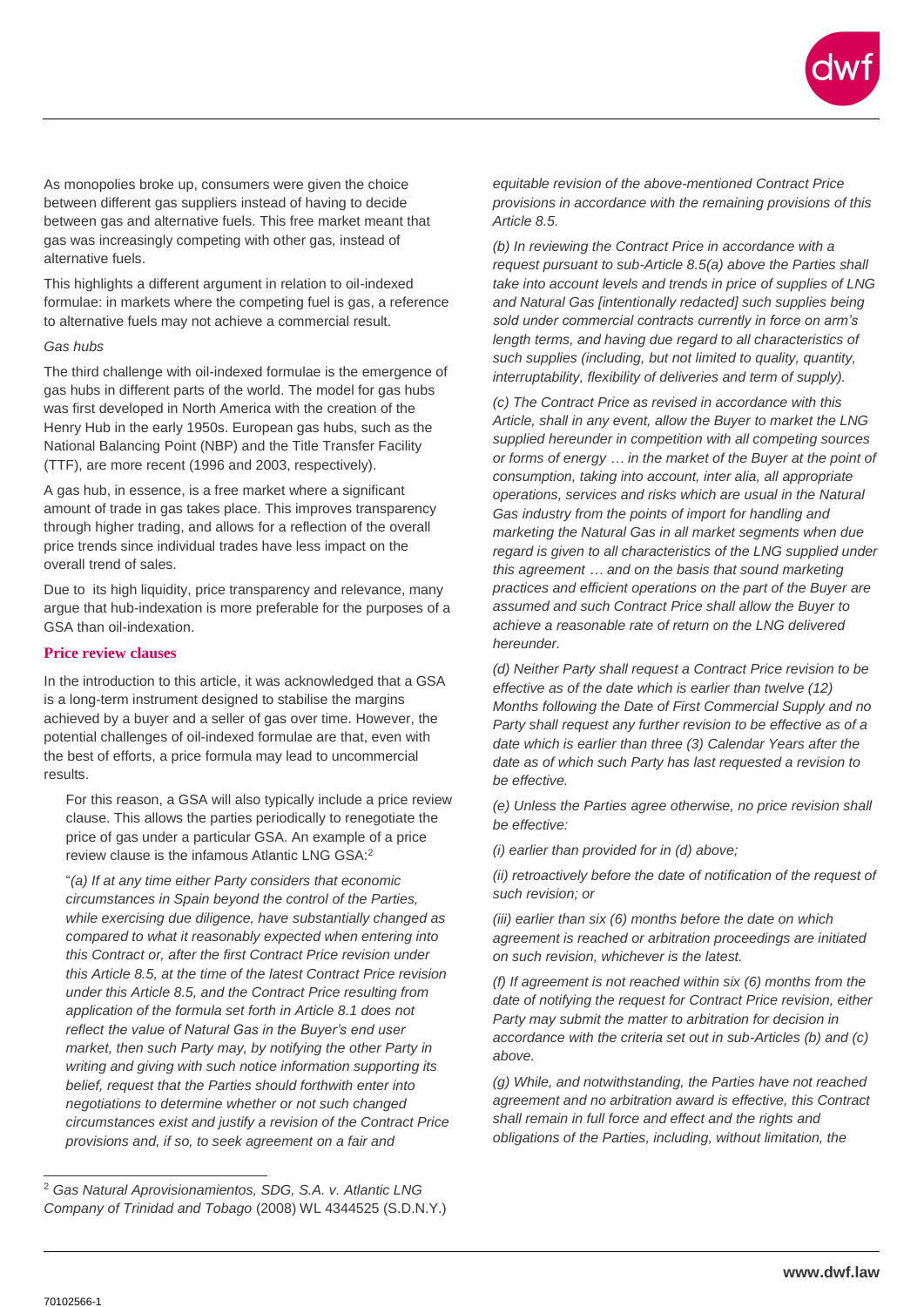As monopolies broke up, consumers were given the choice between different gas suppliers instead of having to decide between gas and alternative fuels. This free market meant that gas was increasingly competing with other gas, instead of alternative fuels.

This highlights a different argument in relation to oil-indexed formulae: in markets where the competing fuel is gas, a reference to alternative fuels may not achieve a commercial result.

*Gas hubs*

The third challenge with oil-indexed formulae is the emergence of gas hubs in different parts of the world. The model for gas hubs was first developed in North America with the creation of the Henry Hub in the early 1950s. European gas hubs, such as the National Balancing Point (NBP) and the Title Transfer Facility (TTF), are more recent (1996 and 2003, respectively).

A gas hub, in essence, is a free market where a significant amount of trade in gas takes place. This improves transparency through higher trading, and allows for a reflection of the overall price trends since individual trades have less impact on the overall trend of sales.

Due to its high liquidity, price transparency and relevance, many argue that hub-indexation is more preferable for the purposes of a GSA than oil-indexation.

## Price review clauses

In the introduction to this article, it was acknowledged that a GSA is a long-term instrument designed to stabilise the margins achieved by a buyer and a seller of gas over time. However, the potential challenges of oil-indexed formulae are that, even with the best of efforts, a price formula may lead to uncommercial results.

For this reason, a GSA will also typically include a price review clause. This allows the parties periodically to renegotiate the price of gas under a particular GSA. An example of a price review clause is the infamous Atlantic LNG GSA:[2]

"*(a) If at any time either Party considers that economic circumstances in Spain beyond the control of the Parties, while exercising due diligence, have substantially changed as compared to what it reasonably expected when entering into this Contract or, after the first Contract Price revision under this Article 8.5, at the time of the latest Contract Price revision under this Article 8.5, and the Contract Price resulting from application of the formula set forth in Article 8.1 does not reflect the value of Natural Gas in the Buyer's end user market, then such Party may, by notifying the other Party in writing and giving with such notice information supporting its belief, request that the Parties should forthwith enter into negotiations to determine whether or not such changed circumstances exist and justify a revision of the Contract Price provisions and, if so, to seek agreement on a fair and equitable revision of the above-mentioned Contract Price provisions in accordance with the remaining provisions of this Article 8.5.*

*(b) In reviewing the Contract Price in accordance with a request pursuant to sub-Article 8.5(a) above the Parties shall take into account levels and trends in price of supplies of LNG and Natural Gas [intentionally redacted] such supplies being sold under commercial contracts currently in force on arm's length terms, and having due regard to all characteristics of such supplies (including, but not limited to quality, quantity, interruptability, flexibility of deliveries and term of supply).*

*(c) The Contract Price as revised in accordance with this Article, shall in any event, allow the Buyer to market the LNG supplied hereunder in competition with all competing sources or forms of energy … in the market of the Buyer at the point of consumption, taking into account, inter alia, all appropriate operations, services and risks which are usual in the Natural Gas industry from the points of import for handling and marketing the Natural Gas in all market segments when due regard is given to all characteristics of the LNG supplied under this agreement … and on the basis that sound marketing practices and efficient operations on the part of the Buyer are assumed and such Contract Price shall allow the Buyer to achieve a reasonable rate of return on the LNG delivered hereunder.*

*(d) Neither Party shall request a Contract Price revision to be effective as of the date which is earlier than twelve (12) Months following the Date of First Commercial Supply and no Party shall request any further revision to be effective as of a date which is earlier than three (3) Calendar Years after the date as of which such Party has last requested a revision to be effective.*

*(e) Unless the Parties agree otherwise, no price revision shall be effective:*

*(i) earlier than provided for in (d) above;*

*(ii) retroactively before the date of notification of the request of such revision; or*

*(iii) earlier than six (6) months before the date on which agreement is reached or arbitration proceedings are initiated on such revision, whichever is the latest.*

*(f) If agreement is not reached within six (6) months from the date of notifying the request for Contract Price revision, either Party may submit the matter to arbitration for decision in accordance with the criteria set out in sub-Articles (b) and (c) above.*

*(g) While, and notwithstanding, the Parties have not reached agreement and no arbitration award is effective, this Contract shall remain in full force and effect and the rights and obligations of the Parties, including, without limitation, the*

---

[2] *Gas Natural Aprovisionamientos, SDG, S.A. v. Atlantic LNG Company of Trinidad and Tobago* (2008) WL 4344525 (S.D.N.Y.)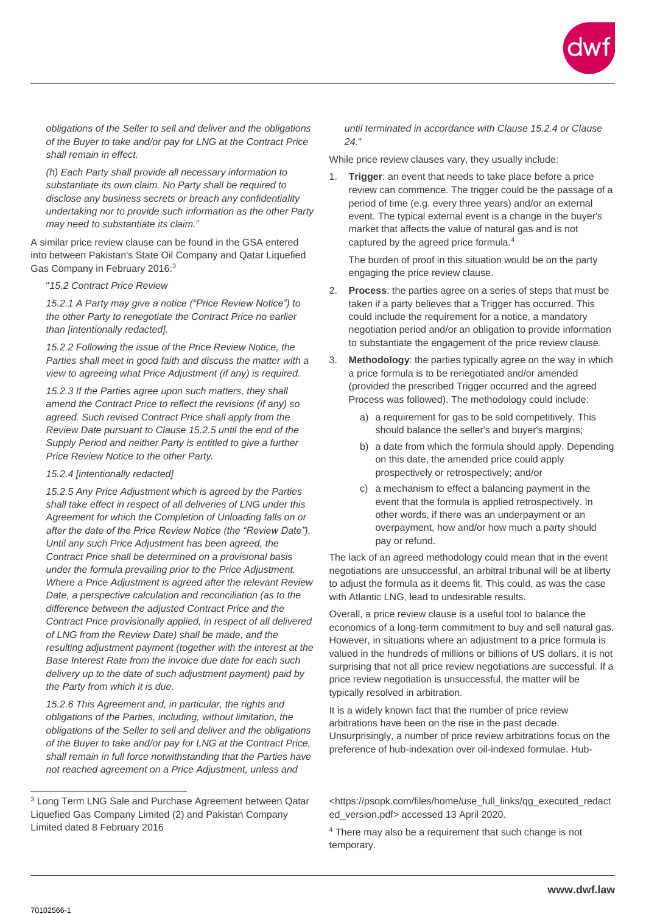*obligations of the Seller to sell and deliver and the obligations of the Buyer to take and/or pay for LNG at the Contract Price shall remain in effect.*

*(h) Each Party shall provide all necessary information to substantiate its own claim. No Party shall be required to disclose any business secrets or breach any confidentiality undertaking nor to provide such information as the other Party may need to substantiate its claim.*"

A similar price review clause can be found in the GSA entered into between Pakistan's State Oil Company and Qatar Liquefied Gas Company in February 2016:[3]

"*15.2 Contract Price Review*

*15.2.1 A Party may give a notice ("Price Review Notice") to the other Party to renegotiate the Contract Price no earlier than [intentionally redacted].*

*15.2.2 Following the issue of the Price Review Notice, the Parties shall meet in good faith and discuss the matter with a view to agreeing what Price Adjustment (if any) is required.*

*15.2.3 If the Parties agree upon such matters, they shall amend the Contract Price to reflect the revisions (if any) so agreed. Such revised Contract Price shall apply from the Review Date pursuant to Clause 15.2.5 until the end of the Supply Period and neither Party is entitled to give a further Price Review Notice to the other Party.*

*15.2.4 [intentionally redacted]*

*15.2.5 Any Price Adjustment which is agreed by the Parties shall take effect in respect of all deliveries of LNG under this Agreement for which the Completion of Unloading falls on or after the date of the Price Review Notice (the "Review Date"). Until any such Price Adjustment has been agreed, the Contract Price shall be determined on a provisional basis under the formula prevailing prior to the Price Adjustment. Where a Price Adjustment is agreed after the relevant Review Date, a perspective calculation and reconciliation (as to the difference between the adjusted Contract Price and the Contract Price provisionally applied, in respect of all delivered of LNG from the Review Date) shall be made, and the resulting adjustment payment (together with the interest at the Base Interest Rate from the invoice due date for each such delivery up to the date of such adjustment payment) paid by the Party from which it is due.*

*15.2.6 This Agreement and, in particular, the rights and obligations of the Parties, including, without limitation, the obligations of the Seller to sell and deliver and the obligations of the Buyer to take and/or pay for LNG at the Contract Price, shall remain in full force notwithstanding that the Parties have not reached agreement on a Price Adjustment, unless and until terminated in accordance with Clause 15.2.4 or Clause 24.*"

While price review clauses vary, they usually include:

1. **Trigger**: an event that needs to take place before a price review can commence. The trigger could be the passage of a period of time (e.g. every three years) and/or an external event. The typical external event is a change in the buyer's market that affects the value of natural gas and is not captured by the agreed price formula.[4]

   The burden of proof in this situation would be on the party engaging the price review clause.

2. **Process**: the parties agree on a series of steps that must be taken if a party believes that a Trigger has occurred. This could include the requirement for a notice, a mandatory negotiation period and/or an obligation to provide information to substantiate the engagement of the price review clause.

3. **Methodology**: the parties typically agree on the way in which a price formula is to be renegotiated and/or amended (provided the prescribed Trigger occurred and the agreed Process was followed). The methodology could include:

   a) a requirement for gas to be sold competitively. This should balance the seller's and buyer's margins;

   b) a date from which the formula should apply. Depending on this date, the amended price could apply prospectively or retrospectively; and/or

   c) a mechanism to effect a balancing payment in the event that the formula is applied retrospectively. In other words, if there was an underpayment or an overpayment, how and/or how much a party should pay or refund.

The lack of an agreed methodology could mean that in the event negotiations are unsuccessful, an arbitral tribunal will be at liberty to adjust the formula as it deems fit. This could, as was the case with Atlantic LNG, lead to undesirable results.

Overall, a price review clause is a useful tool to balance the economics of a long-term commitment to buy and sell natural gas. However, in situations where an adjustment to a price formula is valued in the hundreds of millions or billions of US dollars, it is not surprising that not all price review negotiations are successful. If a price review negotiation is unsuccessful, the matter will be typically resolved in arbitration.

It is a widely known fact that the number of price review arbitrations have been on the rise in the past decade. Unsurprisingly, a number of price review arbitrations focus on the preference of hub-indexation over oil-indexed formulae. Hub-

---

[3] Long Term LNG Sale and Purchase Agreement between Qatar Liquefied Gas Company Limited (2) and Pakistan Company Limited dated 8 February 2016 <https://psopk.com/files/home/use_full_links/qg_executed_redacted_version.pdf> accessed 13 April 2020.

[4] There may also be a requirement that such change is not temporary.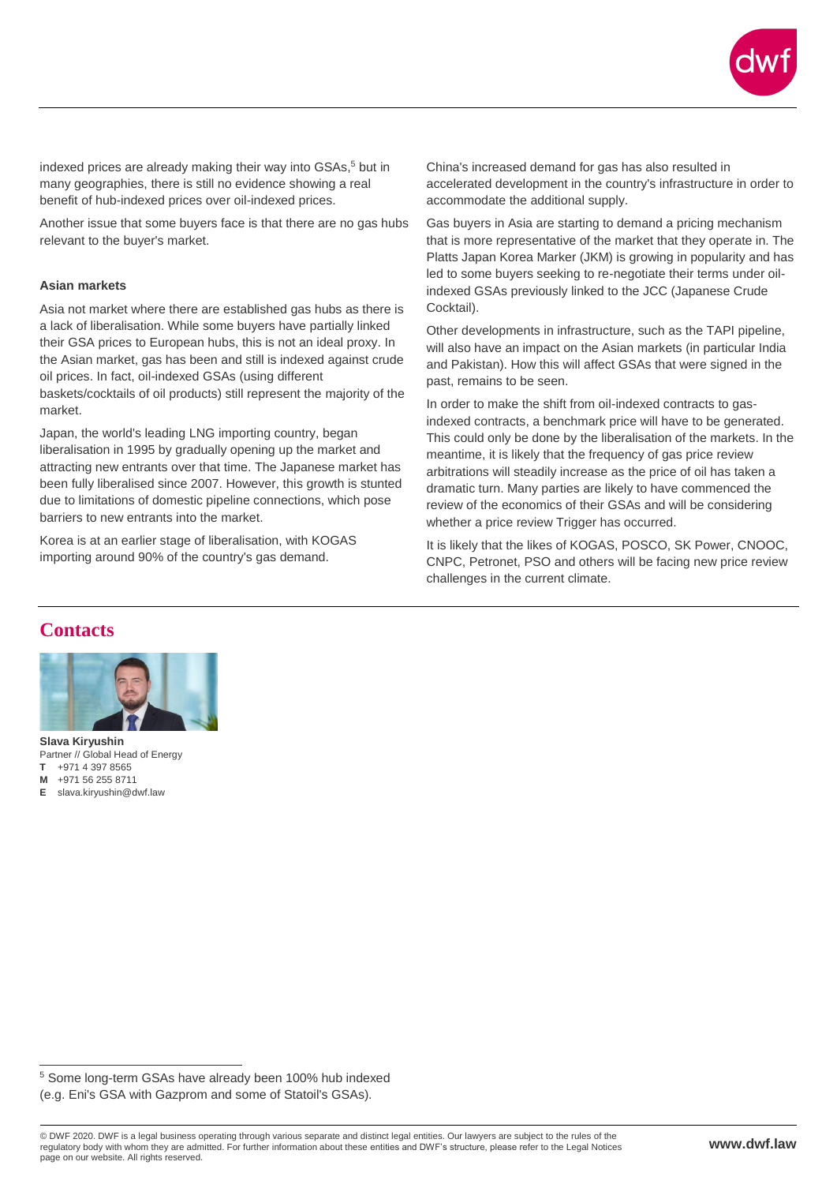indexed prices are already making their way into GSAs,[5] but in many geographies, there is still no evidence showing a real benefit of hub-indexed prices over oil-indexed prices.

Another issue that some buyers face is that there are no gas hubs relevant to the buyer's market.

**Asian markets**

Asia not market where there are established gas hubs as there is a lack of liberalisation. While some buyers have partially linked their GSA prices to European hubs, this is not an ideal proxy. In the Asian market, gas has been and still is indexed against crude oil prices. In fact, oil-indexed GSAs (using different baskets/cocktails of oil products) still represent the majority of the market.

Japan, the world's leading LNG importing country, began liberalisation in 1995 by gradually opening up the market and attracting new entrants over that time. The Japanese market has been fully liberalised since 2007. However, this growth is stunted due to limitations of domestic pipeline connections, which pose barriers to new entrants into the market.

Korea is at an earlier stage of liberalisation, with KOGAS importing around 90% of the country's gas demand.

China's increased demand for gas has also resulted in accelerated development in the country's infrastructure in order to accommodate the additional supply.

Gas buyers in Asia are starting to demand a pricing mechanism that is more representative of the market that they operate in. The Platts Japan Korea Marker (JKM) is growing in popularity and has led to some buyers seeking to re-negotiate their terms under oil-indexed GSAs previously linked to the JCC (Japanese Crude Cocktail).

Other developments in infrastructure, such as the TAPI pipeline, will also have an impact on the Asian markets (in particular India and Pakistan). How this will affect GSAs that were signed in the past, remains to be seen.

In order to make the shift from oil-indexed contracts to gas-indexed contracts, a benchmark price will have to be generated. This could only be done by the liberalisation of the markets. In the meantime, it is likely that the frequency of gas price review arbitrations will steadily increase as the price of oil has taken a dramatic turn. Many parties are likely to have commenced the review of the economics of their GSAs and will be considering whether a price review Trigger has occurred.

It is likely that the likes of KOGAS, POSCO, SK Power, CNOOC, CNPC, Petronet, PSO and others will be facing new price review challenges in the current climate.

## Contacts

**Slava Kiryushin**
Partner // Global Head of Energy
**T** +971 4 397 8565
**M** +971 56 255 8711
**E** slava.kiryushin@dwf.law

[5] Some long-term GSAs have already been 100% hub indexed (e.g. Eni's GSA with Gazprom and some of Statoil's GSAs).

© DWF 2020. DWF is a legal business operating through various separate and distinct legal entities. Our lawyers are subject to the rules of the regulatory body with whom they are admitted. For further information about these entities and DWF's structure, please refer to the Legal Notices page on our website. All rights reserved.

**www.dwf.law**